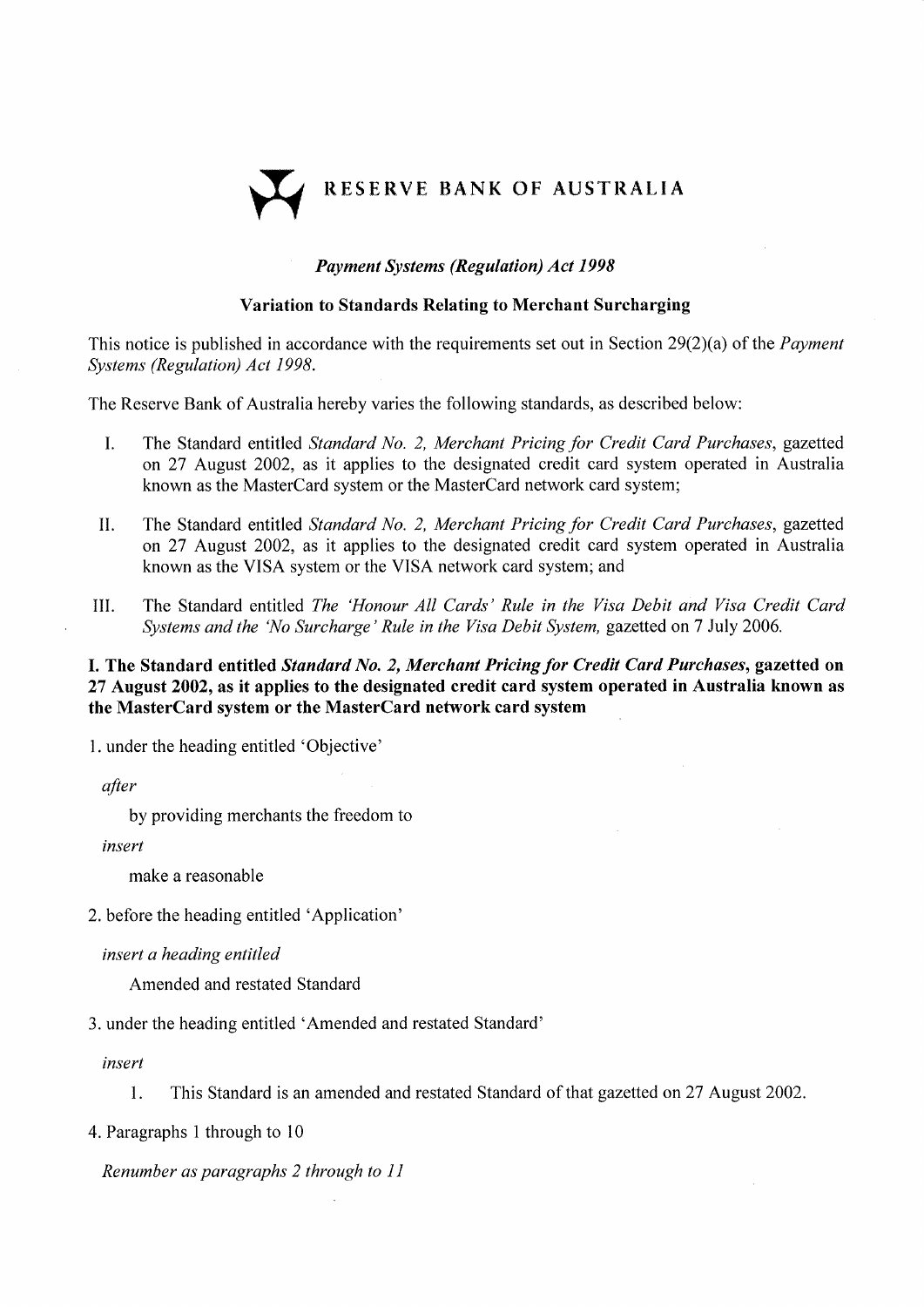# RESERVE BANK OF AUSTRALIA

*Payment Systems (Regulation) Act 1998*

**Variation to Standards Relating to Merchant Surcharging**

This notice is published in accordance with the requirements set out in Section 29(2)(a) of the *Payment Systems (Regulation) Act 1998.*

The Reserve Bank of Australia hereby varies the following standards, as described below:

I. The Standard entitled *Standard No. 2, Merchant Pricing for Credit Card Purchases*, gazetted on 27 August 2002, as it applies to the designated credit card system operated in Australia known as the MasterCard system or the MasterCard network card system;

II. The Standard entitled *Standard No. 2, Merchant Pricing for Credit Card Purchases*, gazetted on 27 August 2002, as it applies to the designated credit card system operated in Australia known as the VISA system or the VISA network card system; and

III. The Standard entitled *The 'Honour All Cards' Rule in the Visa Debit and Visa Credit Card Systems and the 'No Surcharge' Rule in the Visa Debit System,* gazetted on 7 July 2006.

**I. The Standard entitled *Standard No. 2, Merchant Pricing for Credit Card Purchases*, gazetted on 27 August 2002, as it applies to the designated credit card system operated in Australia known as the MasterCard system or the MasterCard network card system**

1. under the heading entitled 'Objective'

   *after*

   by providing merchants the freedom to

   *insert*

   make a reasonable

2. before the heading entitled 'Application'

   *insert a heading entitled*

   Amended and restated Standard

3. under the heading entitled 'Amended and restated Standard'

   *insert*

   1. This Standard is an amended and restated Standard of that gazetted on 27 August 2002.

4. Paragraphs 1 through to 10

   *Renumber as paragraphs 2 through to 11*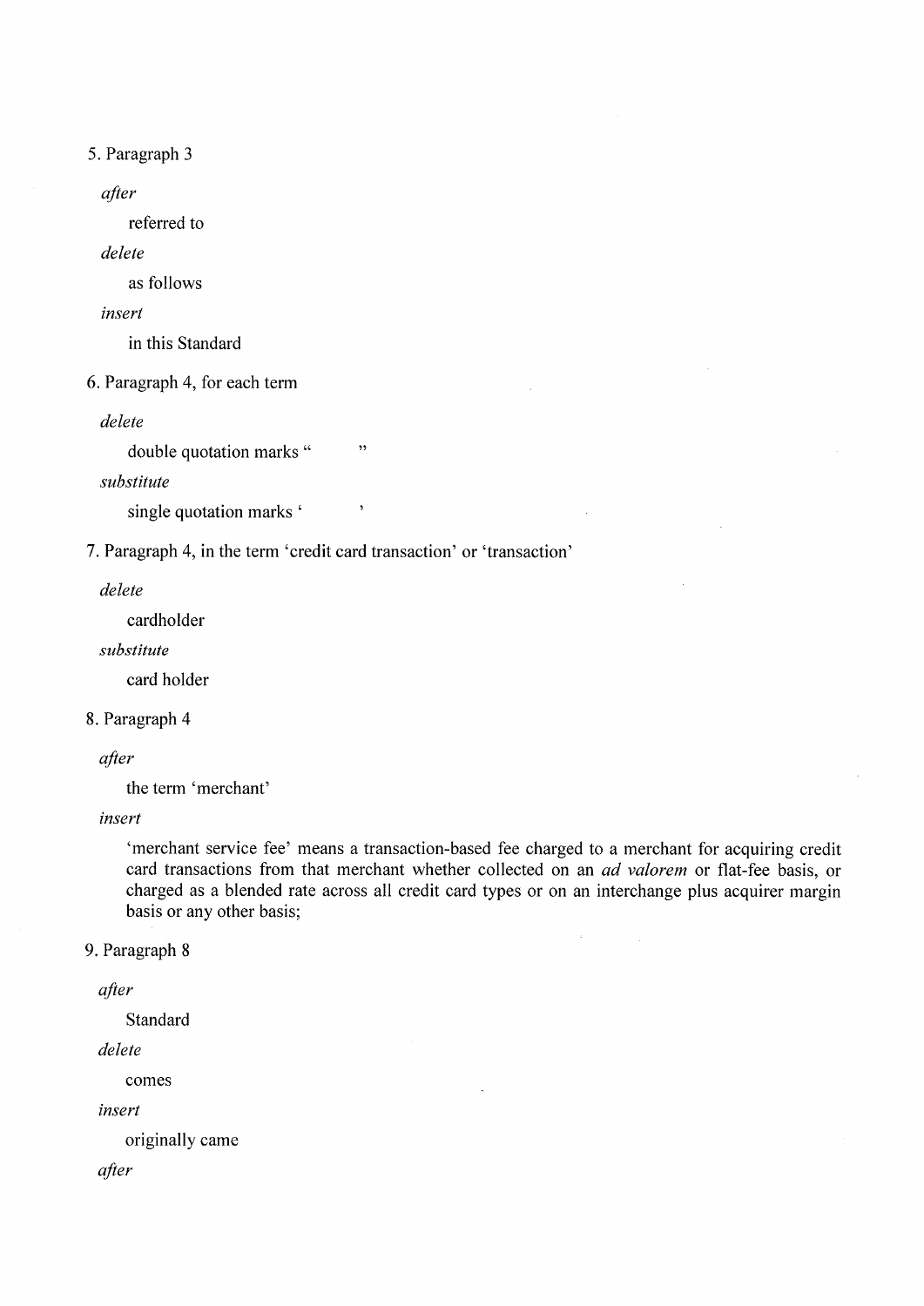5. Paragraph 3

  *after*

    referred to

  *delete*

    as follows

  *insert*

    in this Standard

6. Paragraph 4, for each term

  *delete*

    double quotation marks “ ”

  *substitute*

    single quotation marks ‘ ’

7. Paragraph 4, in the term ‘credit card transaction’ or ‘transaction’

  *delete*

    cardholder

  *substitute*

    card holder

8. Paragraph 4

  *after*

    the term ‘merchant’

  *insert*

    ‘merchant service fee’ means a transaction-based fee charged to a merchant for acquiring credit card transactions from that merchant whether collected on an *ad valorem* or flat-fee basis, or charged as a blended rate across all credit card types or on an interchange plus acquirer margin basis or any other basis;

9. Paragraph 8

  *after*

    Standard

  *delete*

    comes

  *insert*

    originally came

  *after*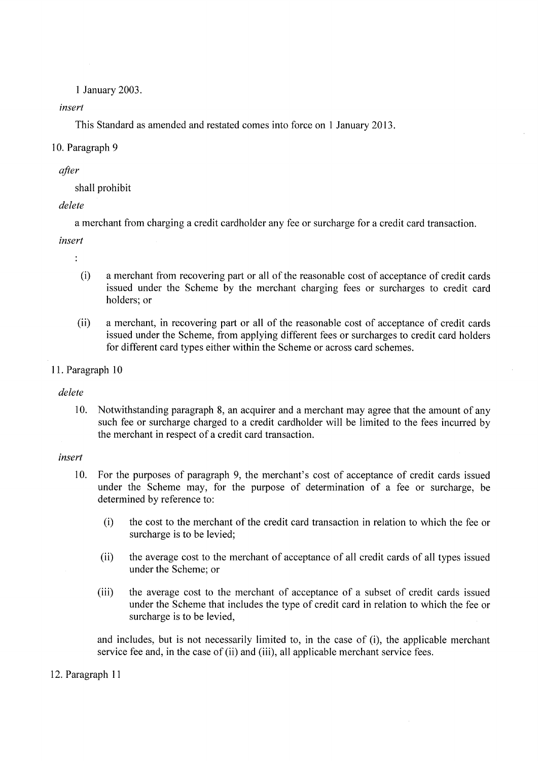1 January 2003.

*insert*

This Standard as amended and restated comes into force on 1 January 2013.

10. Paragraph 9

*after*

shall prohibit

*delete*

a merchant from charging a credit cardholder any fee or surcharge for a credit card transaction.

*insert*

:

(i) a merchant from recovering part or all of the reasonable cost of acceptance of credit cards issued under the Scheme by the merchant charging fees or surcharges to credit card holders; or

(ii) a merchant, in recovering part or all of the reasonable cost of acceptance of credit cards issued under the Scheme, from applying different fees or surcharges to credit card holders for different card types either within the Scheme or across card schemes.

11. Paragraph 10

*delete*

10. Notwithstanding paragraph 8, an acquirer and a merchant may agree that the amount of any such fee or surcharge charged to a credit cardholder will be limited to the fees incurred by the merchant in respect of a credit card transaction.

*insert*

10. For the purposes of paragraph 9, the merchant's cost of acceptance of credit cards issued under the Scheme may, for the purpose of determination of a fee or surcharge, be determined by reference to:

(i) the cost to the merchant of the credit card transaction in relation to which the fee or surcharge is to be levied;

(ii) the average cost to the merchant of acceptance of all credit cards of all types issued under the Scheme; or

(iii) the average cost to the merchant of acceptance of a subset of credit cards issued under the Scheme that includes the type of credit card in relation to which the fee or surcharge is to be levied,

and includes, but is not necessarily limited to, in the case of (i), the applicable merchant service fee and, in the case of (ii) and (iii), all applicable merchant service fees.

12. Paragraph 11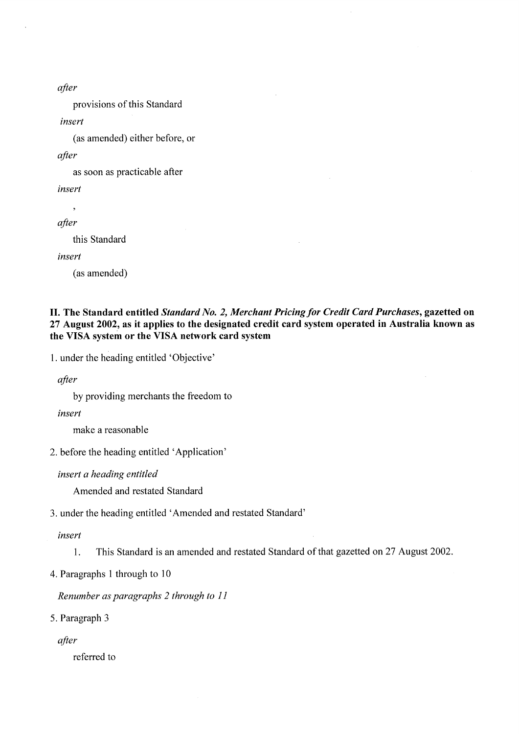*after*

provisions of this Standard

*insert*

(as amended) either before, or

*after*

as soon as practicable after

*insert*

,

*after*

this Standard

*insert*

(as amended)

**II. The Standard entitled *Standard No. 2, Merchant Pricing for Credit Card Purchases*, gazetted on 27 August 2002, as it applies to the designated credit card system operated in Australia known as the VISA system or the VISA network card system**

1. under the heading entitled 'Objective'

*after*

by providing merchants the freedom to

*insert*

make a reasonable

2. before the heading entitled 'Application'

*insert a heading entitled*

Amended and restated Standard

3. under the heading entitled 'Amended and restated Standard'

*insert*

1. This Standard is an amended and restated Standard of that gazetted on 27 August 2002.

4. Paragraphs 1 through to 10

*Renumber as paragraphs 2 through to 11*

5. Paragraph 3

*after*

referred to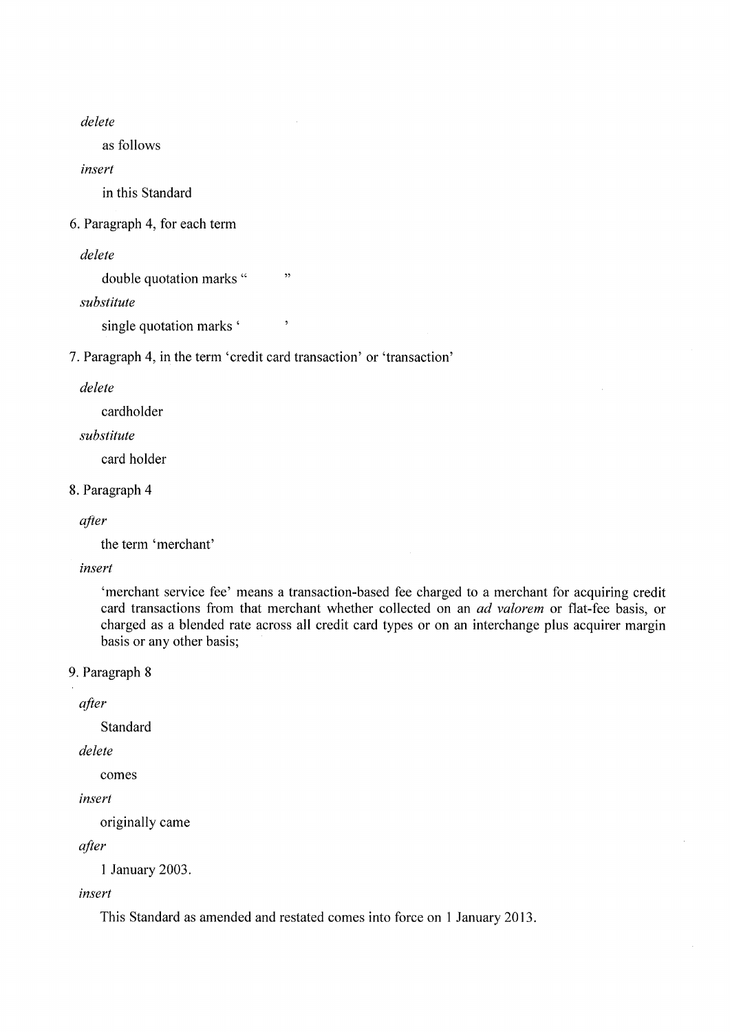*delete*

as follows

*insert*

in this Standard

6. Paragraph 4, for each term

*delete*

double quotation marks "   "

*substitute*

single quotation marks '   '

7. Paragraph 4, in the term 'credit card transaction' or 'transaction'

*delete*

cardholder

*substitute*

card holder

8. Paragraph 4

*after*

the term 'merchant'

*insert*

'merchant service fee' means a transaction-based fee charged to a merchant for acquiring credit card transactions from that merchant whether collected on an *ad valorem* or flat-fee basis, or charged as a blended rate across all credit card types or on an interchange plus acquirer margin basis or any other basis;

9. Paragraph 8

*after*

Standard

*delete*

comes

*insert*

originally came

*after*

1 January 2003.

*insert*

This Standard as amended and restated comes into force on 1 January 2013.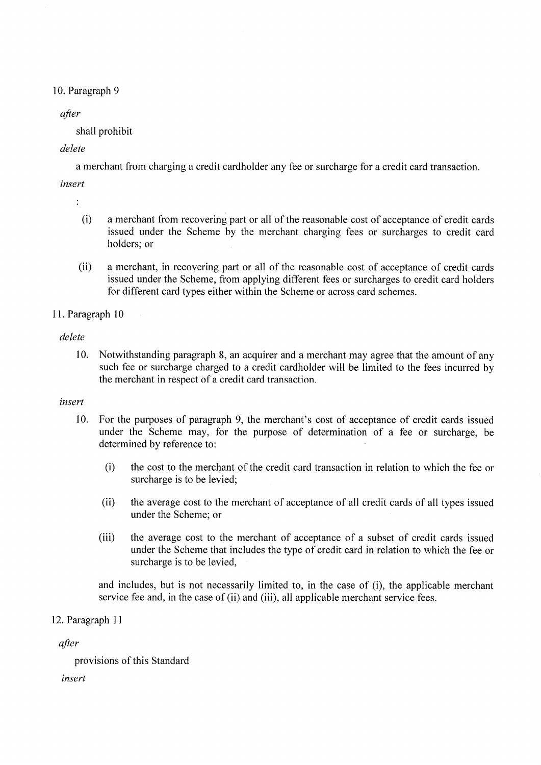10. Paragraph 9

*after*

shall prohibit

*delete*

a merchant from charging a credit cardholder any fee or surcharge for a credit card transaction.

*insert*

:

(i) a merchant from recovering part or all of the reasonable cost of acceptance of credit cards issued under the Scheme by the merchant charging fees or surcharges to credit card holders; or

(ii) a merchant, in recovering part or all of the reasonable cost of acceptance of credit cards issued under the Scheme, from applying different fees or surcharges to credit card holders for different card types either within the Scheme or across card schemes.

11. Paragraph 10

*delete*

10. Notwithstanding paragraph 8, an acquirer and a merchant may agree that the amount of any such fee or surcharge charged to a credit cardholder will be limited to the fees incurred by the merchant in respect of a credit card transaction.

*insert*

10. For the purposes of paragraph 9, the merchant's cost of acceptance of credit cards issued under the Scheme may, for the purpose of determination of a fee or surcharge, be determined by reference to:

    (i) the cost to the merchant of the credit card transaction in relation to which the fee or surcharge is to be levied;

    (ii) the average cost to the merchant of acceptance of all credit cards of all types issued under the Scheme; or

    (iii) the average cost to the merchant of acceptance of a subset of credit cards issued under the Scheme that includes the type of credit card in relation to which the fee or surcharge is to be levied,

    and includes, but is not necessarily limited to, in the case of (i), the applicable merchant service fee and, in the case of (ii) and (iii), all applicable merchant service fees.

12. Paragraph 11

*after*

provisions of this Standard

*insert*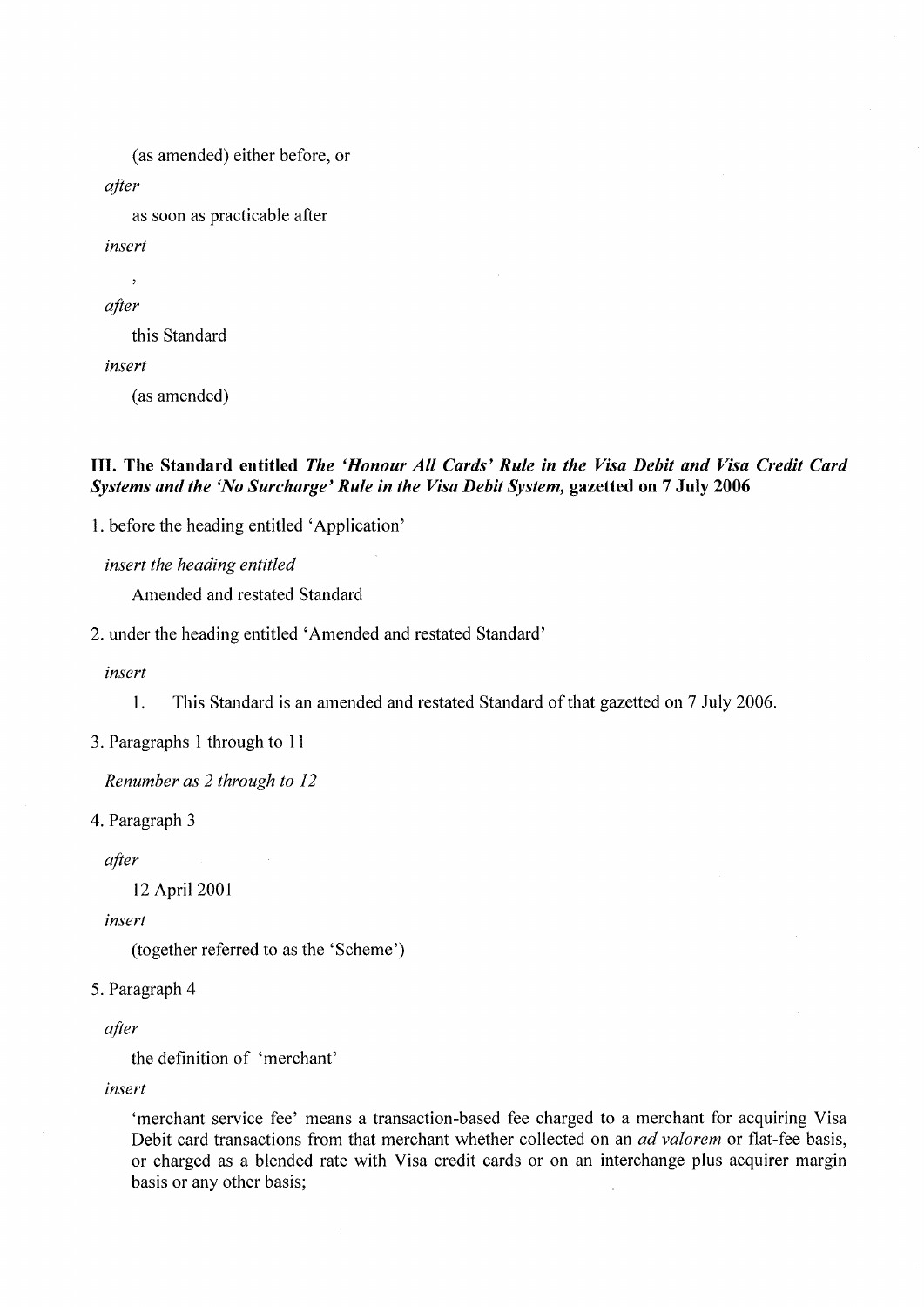(as amended) either before, or

*after*

as soon as practicable after

*insert*

,

*after*

this Standard

*insert*

(as amended)

**III. The Standard entitled *The 'Honour All Cards' Rule in the Visa Debit and Visa Credit Card Systems and the 'No Surcharge' Rule in the Visa Debit System,* gazetted on 7 July 2006**

1. before the heading entitled 'Application'

*insert the heading entitled*

Amended and restated Standard

2. under the heading entitled 'Amended and restated Standard'

*insert*

1. This Standard is an amended and restated Standard of that gazetted on 7 July 2006.

3. Paragraphs 1 through to 11

*Renumber as 2 through to 12*

4. Paragraph 3

*after*

12 April 2001

*insert*

(together referred to as the 'Scheme')

5. Paragraph 4

*after*

the definition of 'merchant'

*insert*

'merchant service fee' means a transaction-based fee charged to a merchant for acquiring Visa Debit card transactions from that merchant whether collected on an *ad valorem* or flat-fee basis, or charged as a blended rate with Visa credit cards or on an interchange plus acquirer margin basis or any other basis;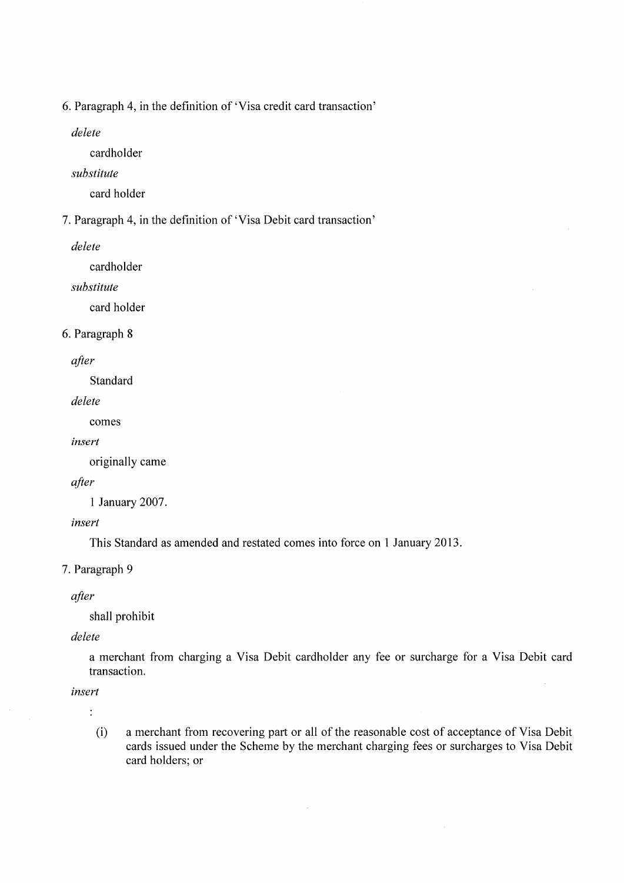6. Paragraph 4, in the definition of 'Visa credit card transaction'

*delete*

cardholder

*substitute*

card holder

7. Paragraph 4, in the definition of 'Visa Debit card transaction'

*delete*

cardholder

*substitute*

card holder

6. Paragraph 8

*after*

Standard

*delete*

comes

*insert*

originally came

*after*

1 January 2007.

*insert*

This Standard as amended and restated comes into force on 1 January 2013.

7. Paragraph 9

*after*

shall prohibit

*delete*

a merchant from charging a Visa Debit cardholder any fee or surcharge for a Visa Debit card transaction.

*insert*

:

(i) a merchant from recovering part or all of the reasonable cost of acceptance of Visa Debit cards issued under the Scheme by the merchant charging fees or surcharges to Visa Debit card holders; or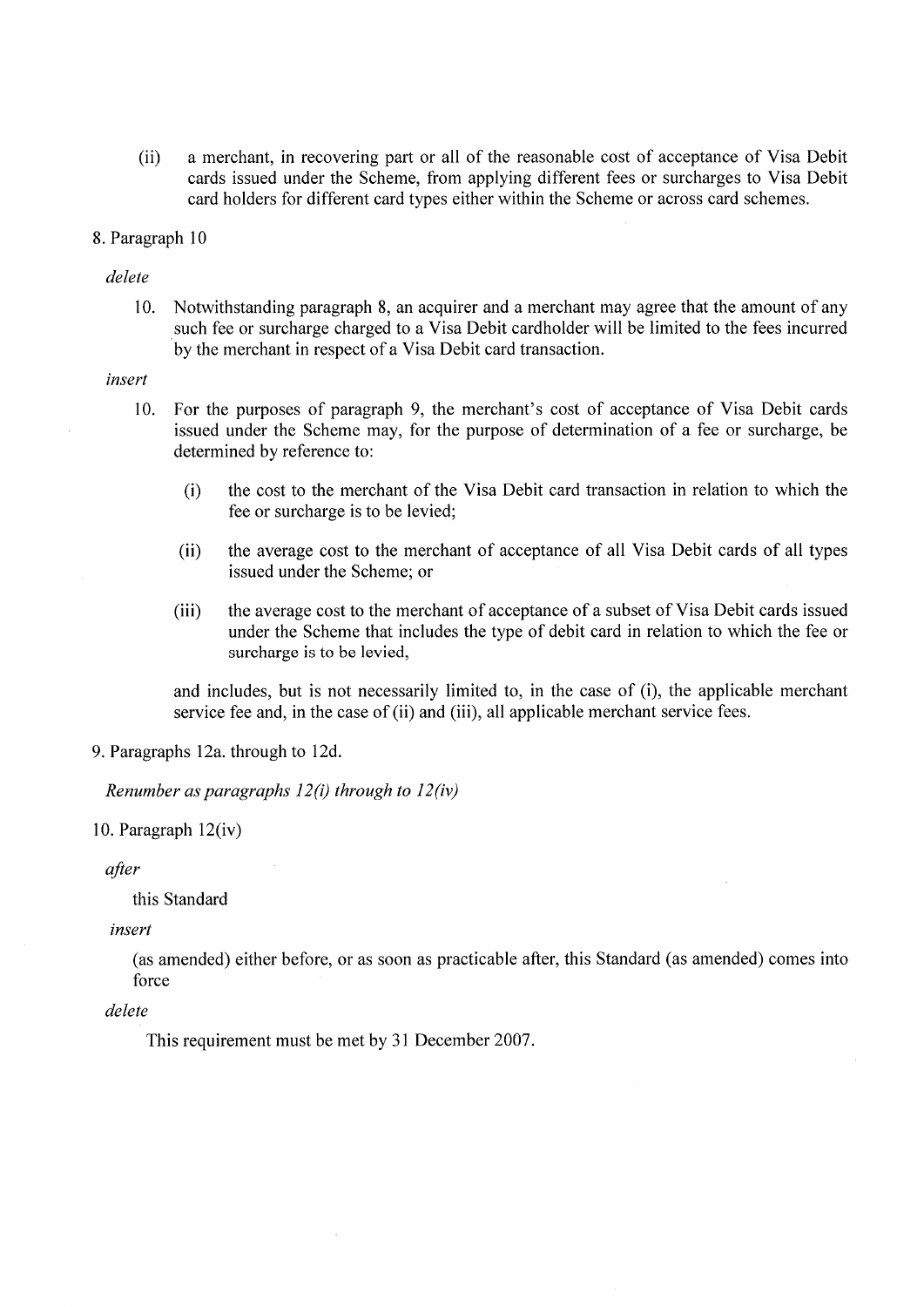(ii) a merchant, in recovering part or all of the reasonable cost of acceptance of Visa Debit cards issued under the Scheme, from applying different fees or surcharges to Visa Debit card holders for different card types either within the Scheme or across card schemes.

8. Paragraph 10

*delete*

> 10. Notwithstanding paragraph 8, an acquirer and a merchant may agree that the amount of any such fee or surcharge charged to a Visa Debit cardholder will be limited to the fees incurred by the merchant in respect of a Visa Debit card transaction.

*insert*

> 10. For the purposes of paragraph 9, the merchant's cost of acceptance of Visa Debit cards issued under the Scheme may, for the purpose of determination of a fee or surcharge, be determined by reference to:
>
> (i) the cost to the merchant of the Visa Debit card transaction in relation to which the fee or surcharge is to be levied;
>
> (ii) the average cost to the merchant of acceptance of all Visa Debit cards of all types issued under the Scheme; or
>
> (iii) the average cost to the merchant of acceptance of a subset of Visa Debit cards issued under the Scheme that includes the type of debit card in relation to which the fee or surcharge is to be levied,
>
> and includes, but is not necessarily limited to, in the case of (i), the applicable merchant service fee and, in the case of (ii) and (iii), all applicable merchant service fees.

9. Paragraphs 12a. through to 12d.

*Renumber as paragraphs 12(i) through to 12(iv)*

10. Paragraph 12(iv)

*after*

> this Standard

*insert*

> (as amended) either before, or as soon as practicable after, this Standard (as amended) comes into force

*delete*

> This requirement must be met by 31 December 2007.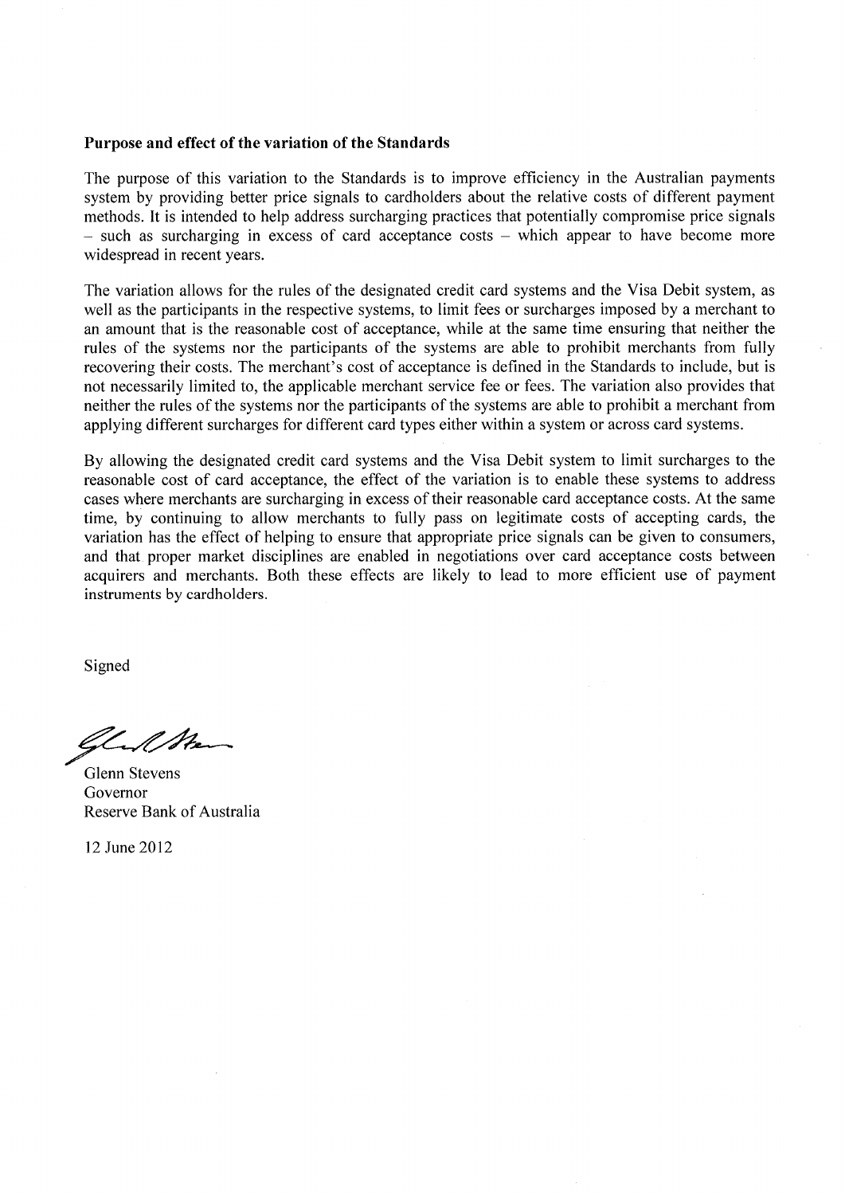**Purpose and effect of the variation of the Standards**

The purpose of this variation to the Standards is to improve efficiency in the Australian payments system by providing better price signals to cardholders about the relative costs of different payment methods. It is intended to help address surcharging practices that potentially compromise price signals – such as surcharging in excess of card acceptance costs – which appear to have become more widespread in recent years.

The variation allows for the rules of the designated credit card systems and the Visa Debit system, as well as the participants in the respective systems, to limit fees or surcharges imposed by a merchant to an amount that is the reasonable cost of acceptance, while at the same time ensuring that neither the rules of the systems nor the participants of the systems are able to prohibit merchants from fully recovering their costs. The merchant's cost of acceptance is defined in the Standards to include, but is not necessarily limited to, the applicable merchant service fee or fees. The variation also provides that neither the rules of the systems nor the participants of the systems are able to prohibit a merchant from applying different surcharges for different card types either within a system or across card systems.

By allowing the designated credit card systems and the Visa Debit system to limit surcharges to the reasonable cost of card acceptance, the effect of the variation is to enable these systems to address cases where merchants are surcharging in excess of their reasonable card acceptance costs. At the same time, by continuing to allow merchants to fully pass on legitimate costs of accepting cards, the variation has the effect of helping to ensure that appropriate price signals can be given to consumers, and that proper market disciplines are enabled in negotiations over card acceptance costs between acquirers and merchants. Both these effects are likely to lead to more efficient use of payment instruments by cardholders.

Signed

Glenn Stevens
Governor
Reserve Bank of Australia

12 June 2012